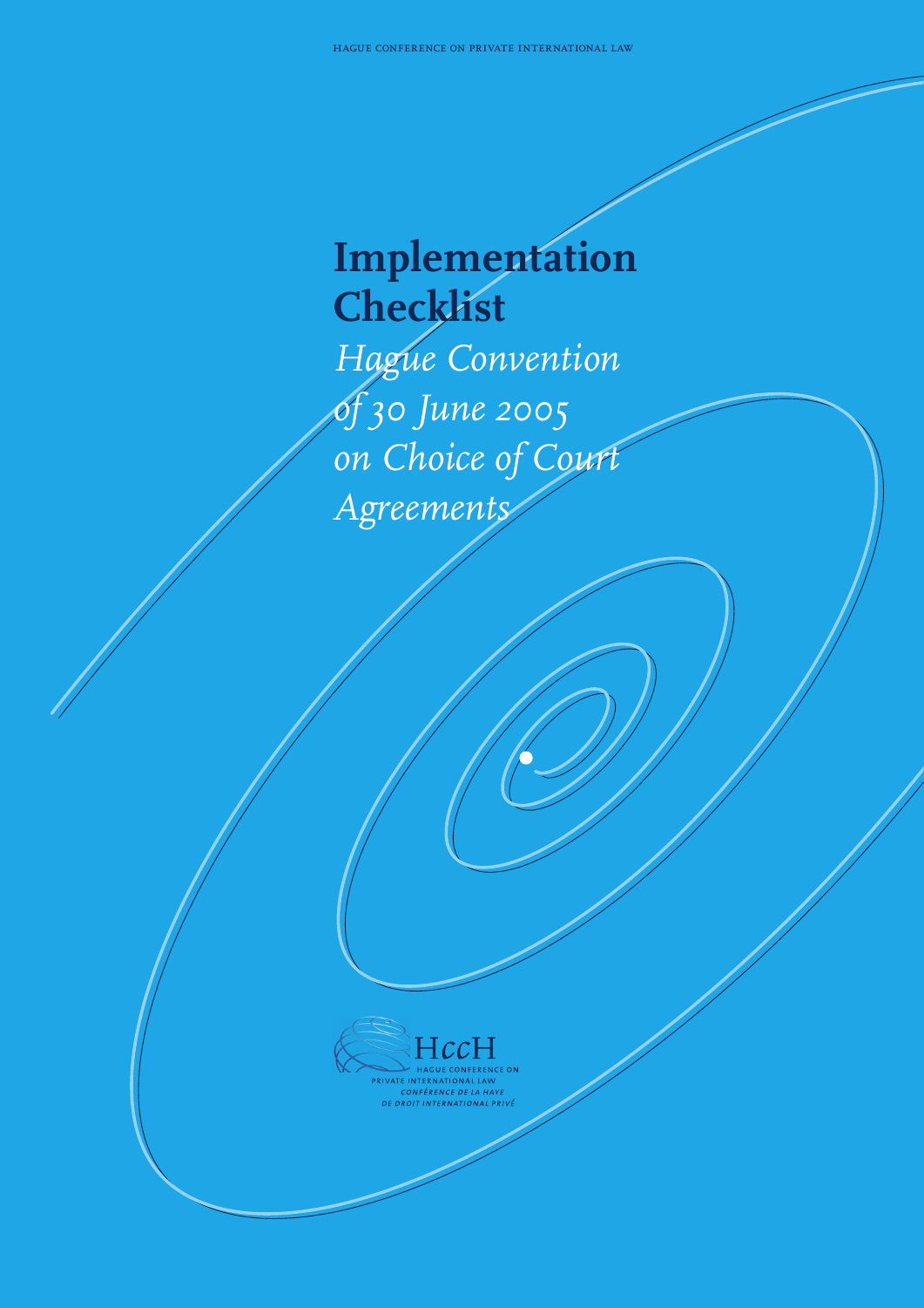# Implementation Checklist

*Hague Convention of 30 June 2005 on Choice of Court Agreements*

HccH
HAGUE CONFERENCE ON PRIVATE INTERNATIONAL LAW
*CONFÉRENCE DE LA HAYE DE DROIT INTERNATIONAL PRIVÉ*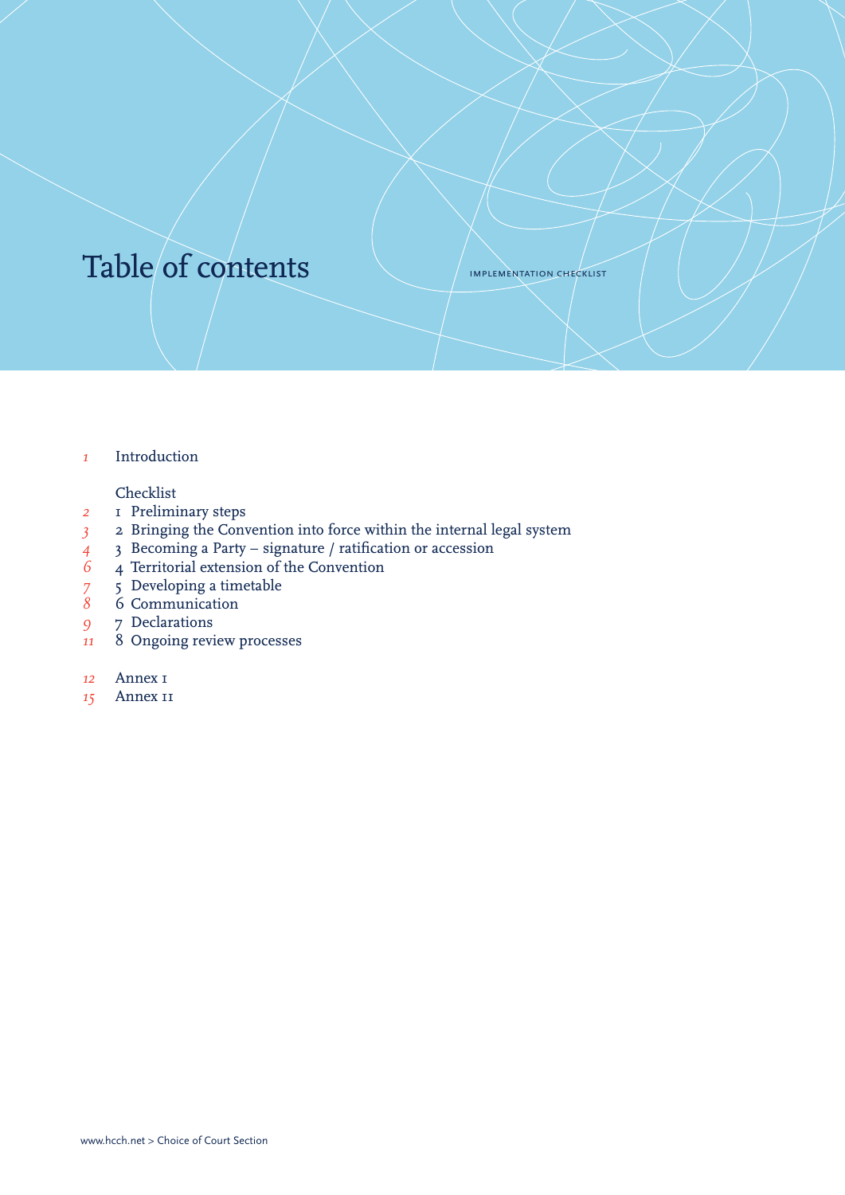# Table of contents

IMPLEMENTATION CHECKLIST

| Page | Section |
|---|---|
| 1 | Introduction |
| | Checklist |
| 2 | 1 Preliminary steps |
| 3 | 2 Bringing the Convention into force within the internal legal system |
| 4 | 3 Becoming a Party – signature / ratification or accession |
| 6 | 4 Territorial extension of the Convention |
| 7 | 5 Developing a timetable |
| 8 | 6 Communication |
| 9 | 7 Declarations |
| 11 | 8 Ongoing review processes |
| 12 | Annex I |
| 15 | Annex II |

www.hcch.net > Choice of Court Section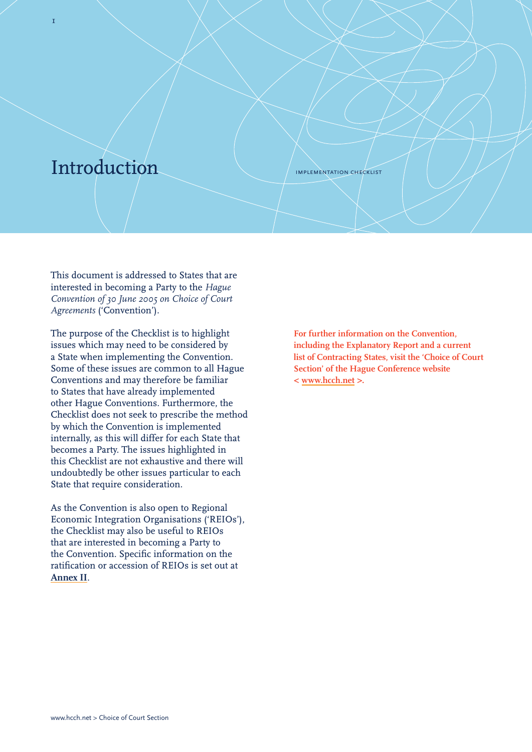# Introduction

This document is addressed to States that are interested in becoming a Party to the *Hague Convention of 30 June 2005 on Choice of Court Agreements* ('Convention').

The purpose of the Checklist is to highlight issues which may need to be considered by a State when implementing the Convention. Some of these issues are common to all Hague Conventions and may therefore be familiar to States that have already implemented other Hague Conventions. Furthermore, the Checklist does not seek to prescribe the method by which the Convention is implemented internally, as this will differ for each State that becomes a Party. The issues highlighted in this Checklist are not exhaustive and there will undoubtedly be other issues particular to each State that require consideration.

As the Convention is also open to Regional Economic Integration Organisations ('REIOs'), the Checklist may also be useful to REIOs that are interested in becoming a Party to the Convention. Specific information on the ratification or accession of REIOs is set out at **Annex II**.

**For further information on the Convention, including the Explanatory Report and a current list of Contracting States, visit the 'Choice of Court Section' of the Hague Conference website < www.hcch.net >.**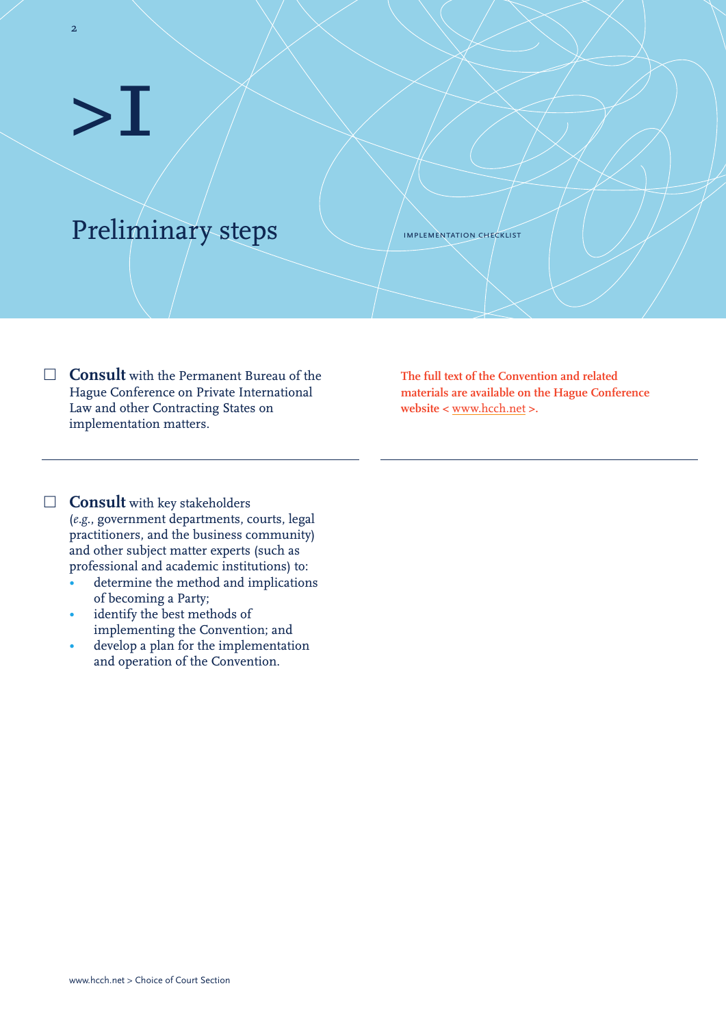# >I

## Preliminary steps

☐ **Consult** with the Permanent Bureau of the Hague Conference on Private International Law and other Contracting States on implementation matters.

**The full text of the Convention and related materials are available on the Hague Conference website < www.hcch.net >.**

☐ **Consult** with key stakeholders (*e.g.*, government departments, courts, legal practitioners, and the business community) and other subject matter experts (such as professional and academic institutions) to:

- determine the method and implications of becoming a Party;
- identify the best methods of implementing the Convention; and
- develop a plan for the implementation and operation of the Convention.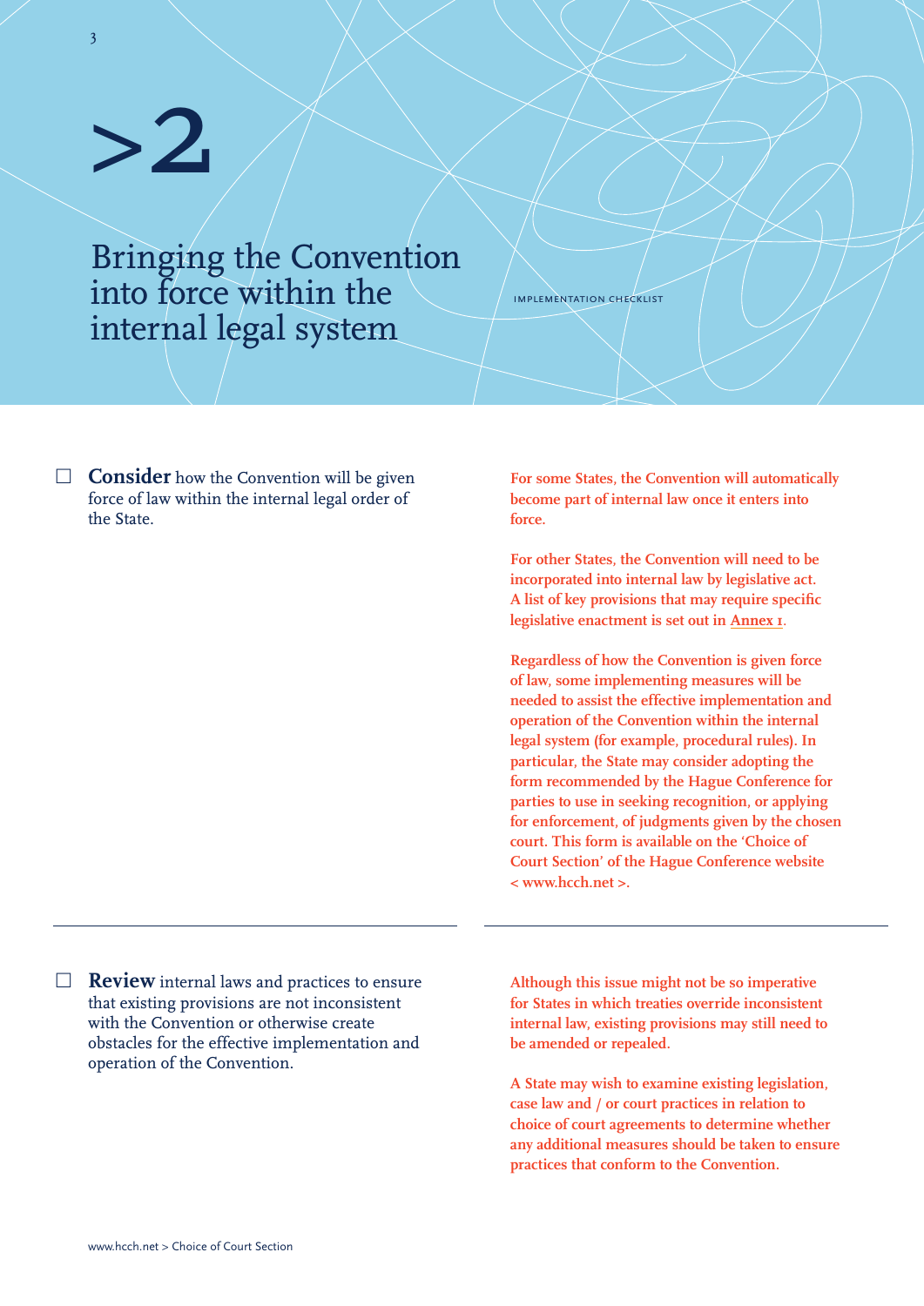# >2

## Bringing the Convention into force within the internal legal system

☐ **Consider** how the Convention will be given force of law within the internal legal order of the State.

**For some States, the Convention will automatically become part of internal law once it enters into force.**

**For other States, the Convention will need to be incorporated into internal law by legislative act. A list of key provisions that may require specific legislative enactment is set out in Annex 1.**

**Regardless of how the Convention is given force of law, some implementing measures will be needed to assist the effective implementation and operation of the Convention within the internal legal system (for example, procedural rules). In particular, the State may consider adopting the form recommended by the Hague Conference for parties to use in seeking recognition, or applying for enforcement, of judgments given by the chosen court. This form is available on the 'Choice of Court Section' of the Hague Conference website < www.hcch.net >.**

---

☐ **Review** internal laws and practices to ensure that existing provisions are not inconsistent with the Convention or otherwise create obstacles for the effective implementation and operation of the Convention.

**Although this issue might not be so imperative for States in which treaties override inconsistent internal law, existing provisions may still need to be amended or repealed.**

**A State may wish to examine existing legislation, case law and / or court practices in relation to choice of court agreements to determine whether any additional measures should be taken to ensure practices that conform to the Convention.**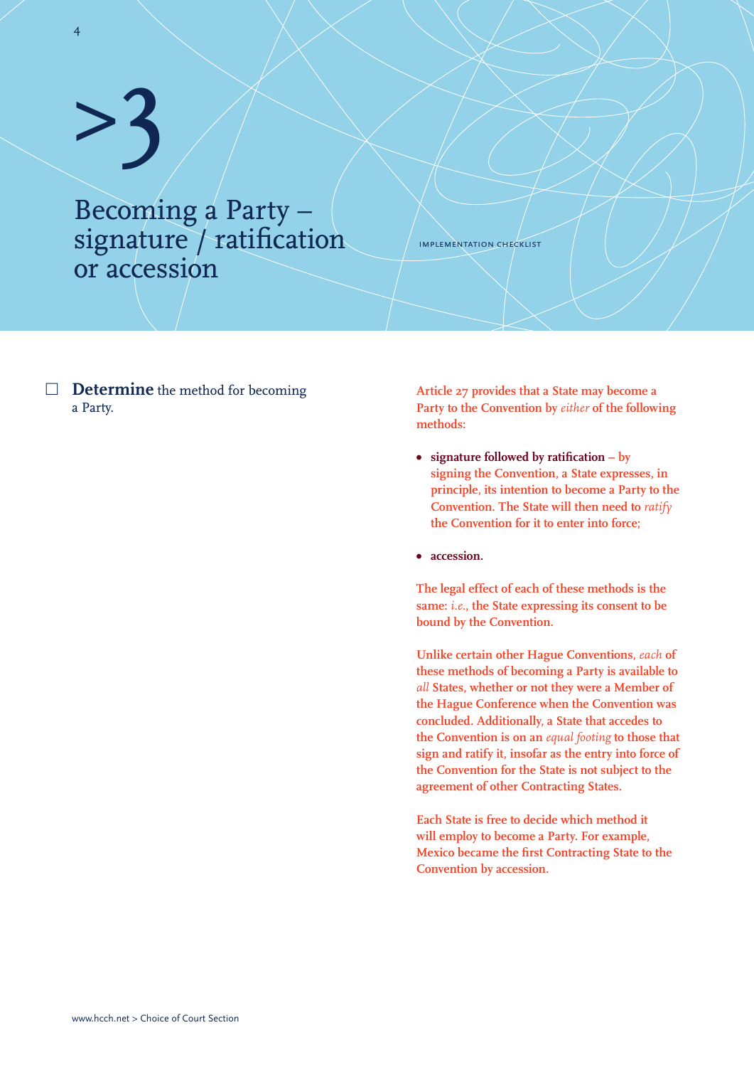# >3

# Becoming a Party – signature / ratification or accession

IMPLEMENTATION CHECKLIST

☐ **Determine** the method for becoming a Party.

Article 27 provides that a State may become a Party to the Convention by *either* of the following methods:

- **signature followed by ratification** – by signing the Convention, a State expresses, in principle, its intention to become a Party to the Convention. The State will then need to *ratify* the Convention for it to enter into force;
- **accession.**

The legal effect of each of these methods is the same: *i.e.*, the State expressing its consent to be bound by the Convention.

Unlike certain other Hague Conventions, *each* of these methods of becoming a Party is available to *all* States, whether or not they were a Member of the Hague Conference when the Convention was concluded. Additionally, a State that accedes to the Convention is on an *equal footing* to those that sign and ratify it, insofar as the entry into force of the Convention for the State is not subject to the agreement of other Contracting States.

Each State is free to decide which method it will employ to become a Party. For example, Mexico became the first Contracting State to the Convention by accession.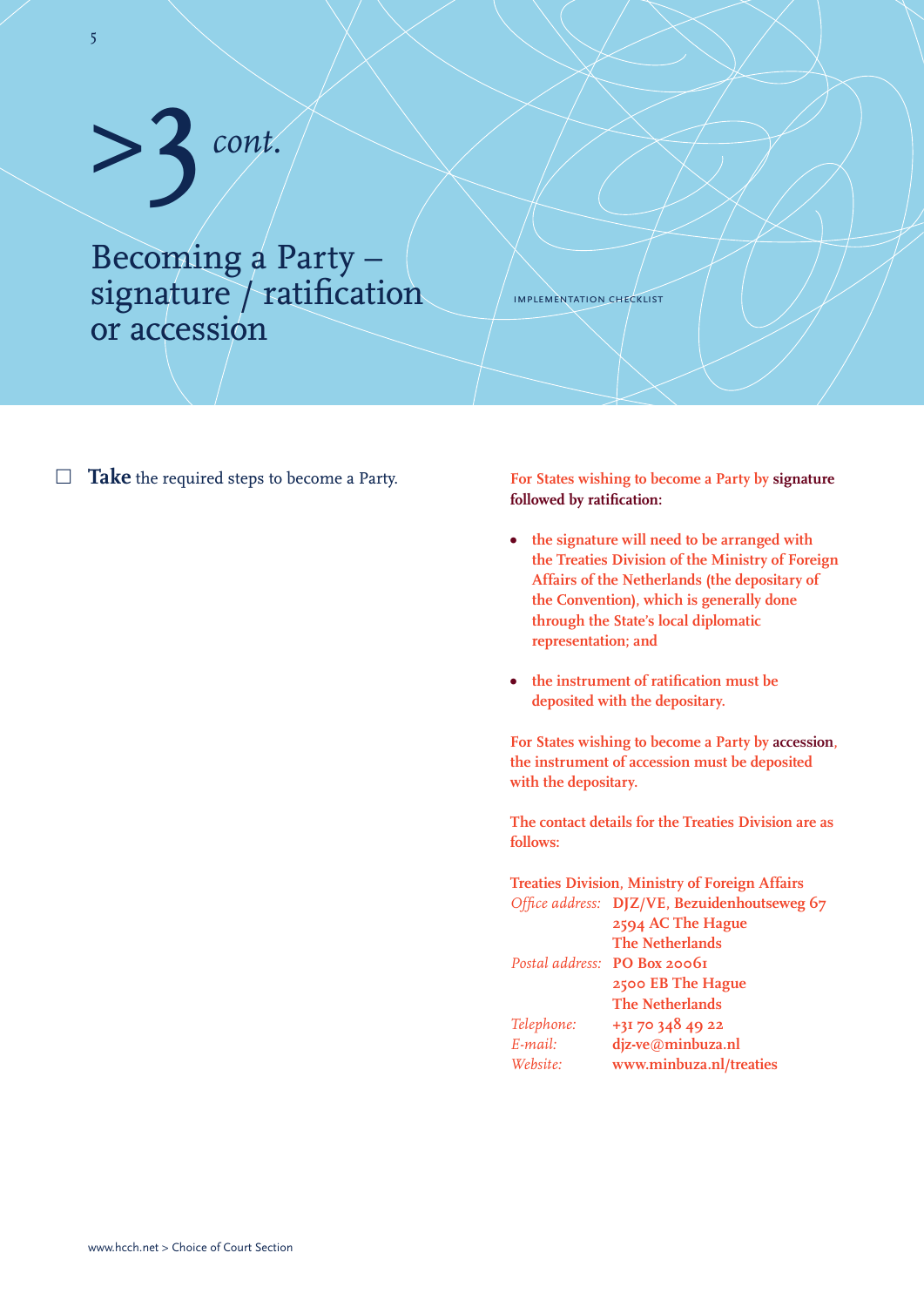# >3 *cont.*

## Becoming a Party – signature / ratification or accession

IMPLEMENTATION CHECKLIST

☐ **Take** the required steps to become a Party.

For States wishing to become a Party by **signature followed by ratification:**

- the signature will need to be arranged with the Treaties Division of the Ministry of Foreign Affairs of the Netherlands (the depositary of the Convention), which is generally done through the State's local diplomatic representation; and
- the instrument of ratification must be deposited with the depositary.

For States wishing to become a Party by **accession**, the instrument of accession must be deposited with the depositary.

The contact details for the Treaties Division are as follows:

Treaties Division, Ministry of Foreign Affairs

*Office address:* DJZ/VE, Bezuidenhoutseweg 67
2594 AC The Hague
The Netherlands

*Postal address:* PO Box 20061
2500 EB The Hague
The Netherlands

*Telephone:* +31 70 348 49 22

*E-mail:* djz-ve@minbuza.nl

*Website:* www.minbuza.nl/treaties

www.hcch.net > Choice of Court Section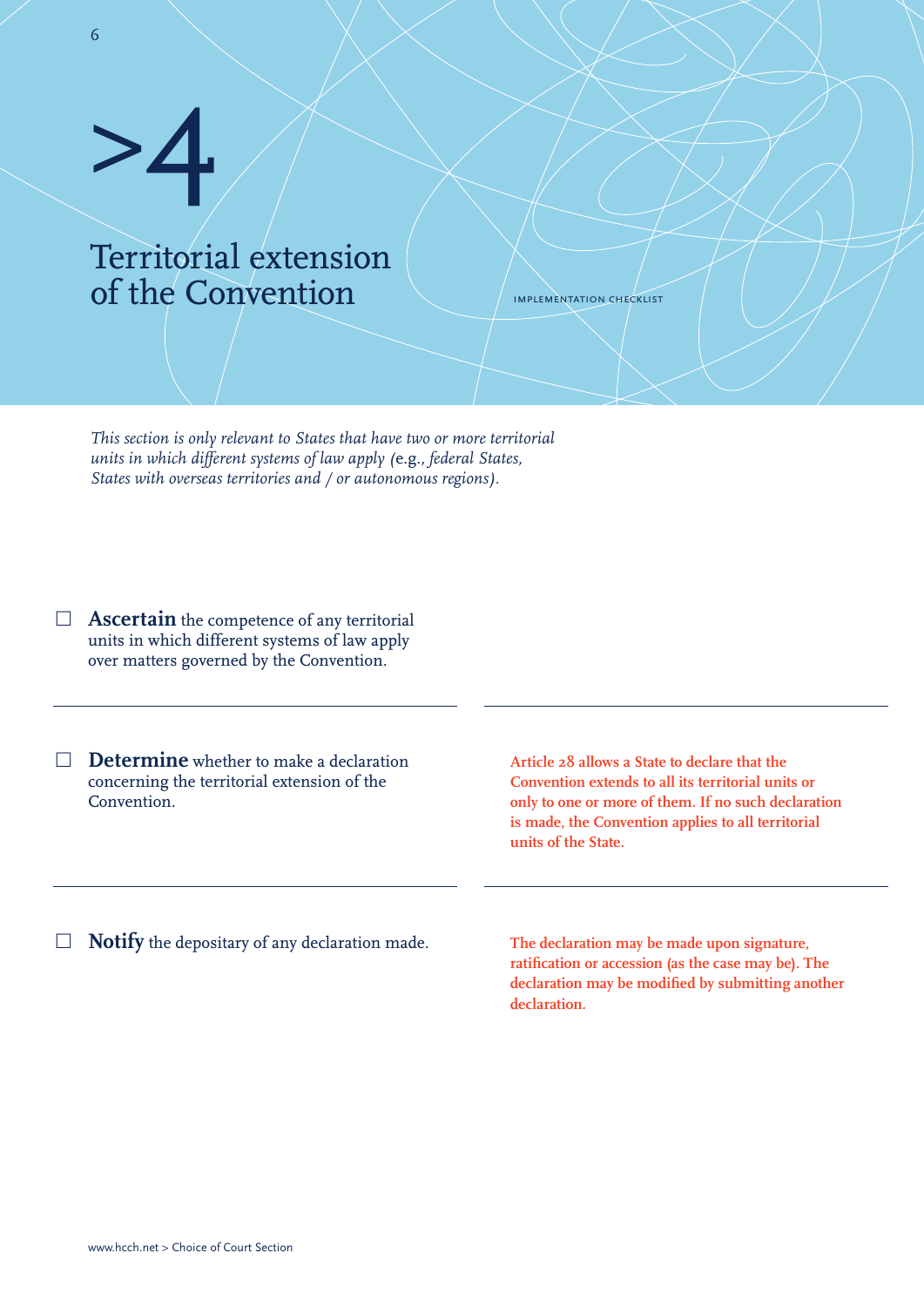# >4 Territorial extension of the Convention

IMPLEMENTATION CHECKLIST

*This section is only relevant to States that have two or more territorial units in which different systems of law apply (e.g., federal States, States with overseas territories and / or autonomous regions).*

- ☐ **Ascertain** the competence of any territorial units in which different systems of law apply over matters governed by the Convention.

- ☐ **Determine** whether to make a declaration concerning the territorial extension of the Convention.

  **Article 28 allows a State to declare that the Convention extends to all its territorial units or only to one or more of them. If no such declaration is made, the Convention applies to all territorial units of the State.**

- ☐ **Notify** the depositary of any declaration made.

  **The declaration may be made upon signature, ratification or accession (as the case may be). The declaration may be modified by submitting another declaration.**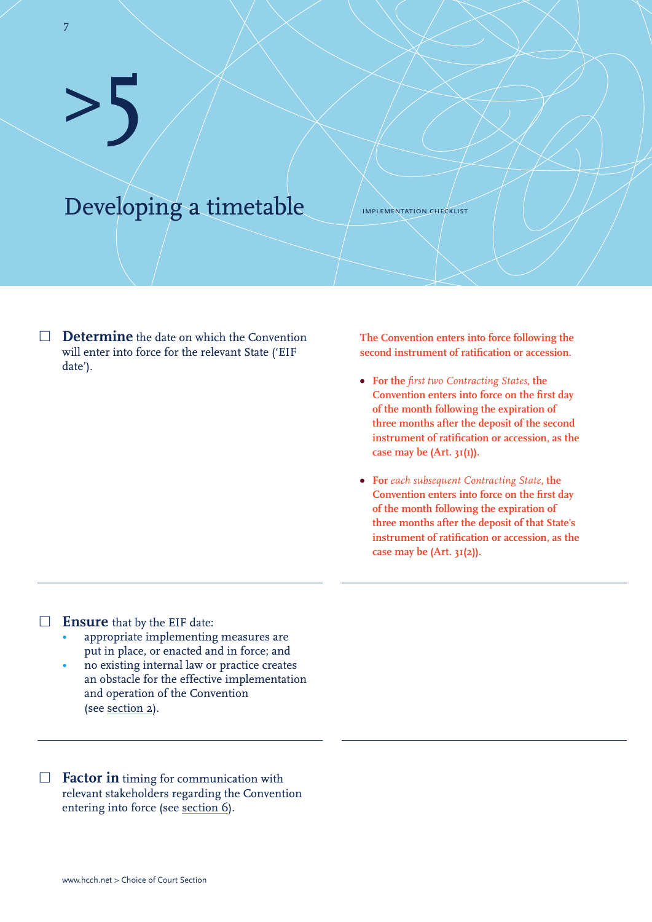# >5 Developing a timetable

IMPLEMENTATION CHECKLIST

☐ **Determine** the date on which the Convention will enter into force for the relevant State ('EIF date').

**The Convention enters into force following the second instrument of ratification or accession.**

- **For the *first two Contracting States*, the Convention enters into force on the first day of the month following the expiration of three months after the deposit of the second instrument of ratification or accession, as the case may be (Art. 31(1)).**
- **For *each subsequent Contracting State*, the Convention enters into force on the first day of the month following the expiration of three months after the deposit of that State's instrument of ratification or accession, as the case may be (Art. 31(2)).**

---

☐ **Ensure** that by the EIF date:

- appropriate implementing measures are put in place, or enacted and in force; and
- no existing internal law or practice creates an obstacle for the effective implementation and operation of the Convention (see section 2).

---

☐ **Factor in** timing for communication with relevant stakeholders regarding the Convention entering into force (see section 6).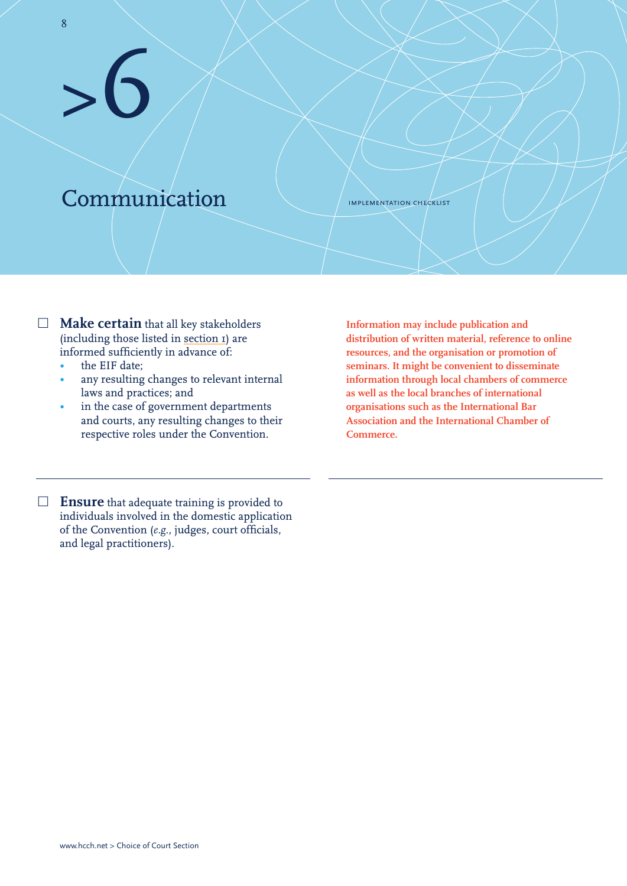# >6

## Communication

☐ **Make certain** that all key stakeholders (including those listed in section 1) are informed sufficiently in advance of:

- the EIF date;
- any resulting changes to relevant internal laws and practices; and
- in the case of government departments and courts, any resulting changes to their respective roles under the Convention.

**Information may include publication and distribution of written material, reference to online resources, and the organisation or promotion of seminars. It might be convenient to disseminate information through local chambers of commerce as well as the local branches of international organisations such as the International Bar Association and the International Chamber of Commerce.**

---

☐ **Ensure** that adequate training is provided to individuals involved in the domestic application of the Convention (*e.g.*, judges, court officials, and legal practitioners).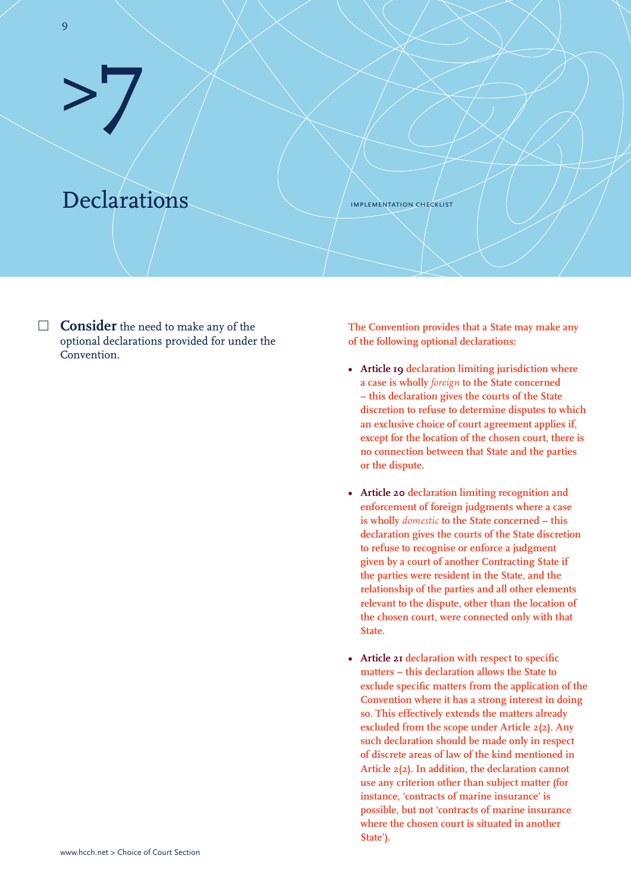# >7

## Declarations

☐ **Consider** the need to make any of the optional declarations provided for under the Convention.

The Convention provides that a State may make any of the following optional declarations:

- **Article 19** declaration limiting jurisdiction where a case is wholly *foreign* to the State concerned – this declaration gives the courts of the State discretion to refuse to determine disputes to which an exclusive choice of court agreement applies if, except for the location of the chosen court, there is no connection between that State and the parties or the dispute.

- **Article 20** declaration limiting recognition and enforcement of foreign judgments where a case is wholly *domestic* to the State concerned – this declaration gives the courts of the State discretion to refuse to recognise or enforce a judgment given by a court of another Contracting State if the parties were resident in the State, and the relationship of the parties and all other elements relevant to the dispute, other than the location of the chosen court, were connected only with that State.

- **Article 21** declaration with respect to specific matters – this declaration allows the State to exclude specific matters from the application of the Convention where it has a strong interest in doing so. This effectively extends the matters already excluded from the scope under Article 2(2). Any such declaration should be made only in respect of discrete areas of law of the kind mentioned in Article 2(2). In addition, the declaration cannot use any criterion other than subject matter (for instance, 'contracts of marine insurance' is possible, but not 'contracts of marine insurance where the chosen court is situated in another State').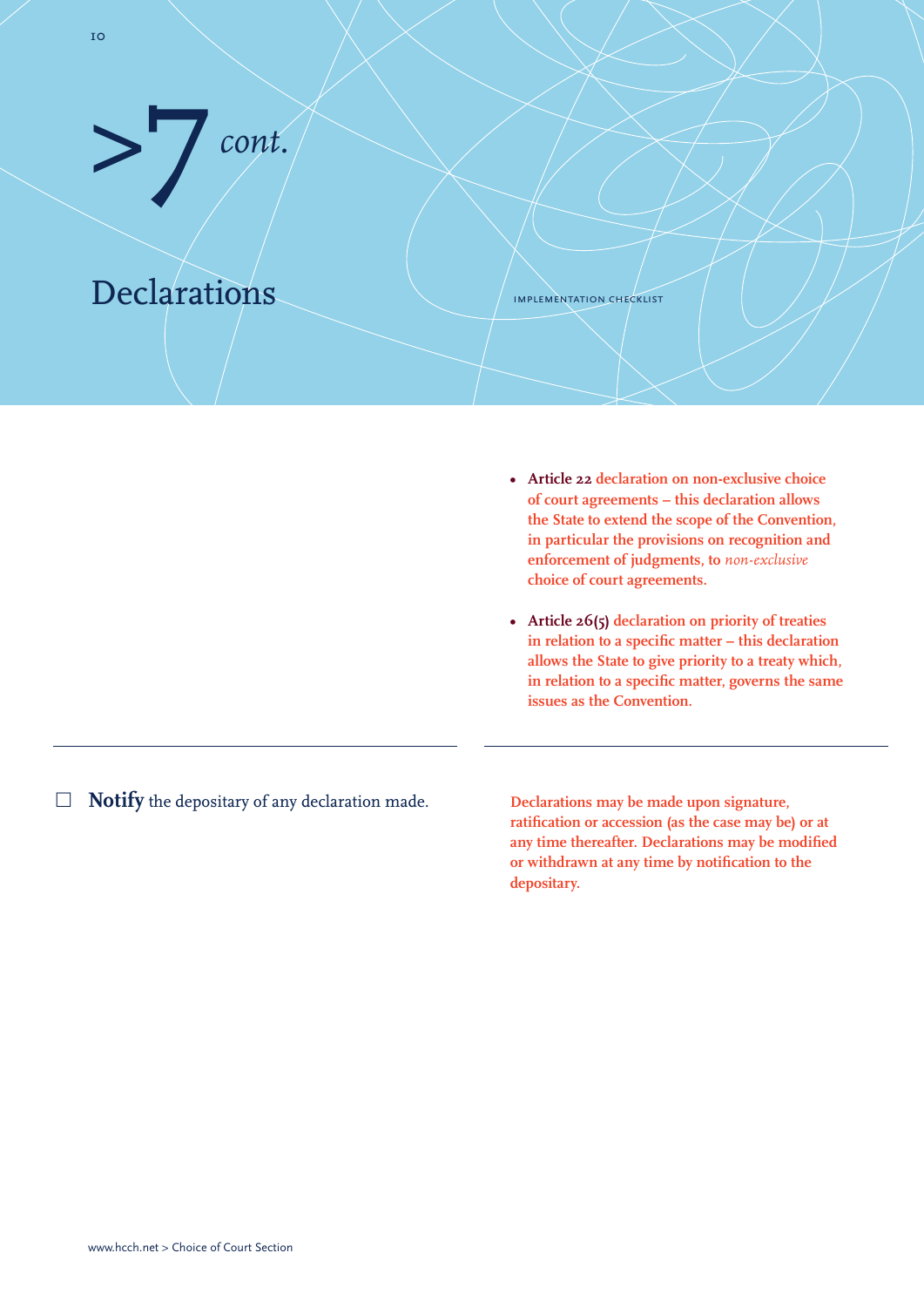# >7 *cont.*

## Declarations

- **Article 22** declaration on non-exclusive choice of court agreements – this declaration allows the State to extend the scope of the Convention, in particular the provisions on recognition and enforcement of judgments, to *non-exclusive* choice of court agreements.

- **Article 26(5)** declaration on priority of treaties in relation to a specific matter – this declaration allows the State to give priority to a treaty which, in relation to a specific matter, governs the same issues as the Convention.

---

☐ **Notify** the depositary of any declaration made.

Declarations may be made upon signature, ratification or accession (as the case may be) or at any time thereafter. Declarations may be modified or withdrawn at any time by notification to the depositary.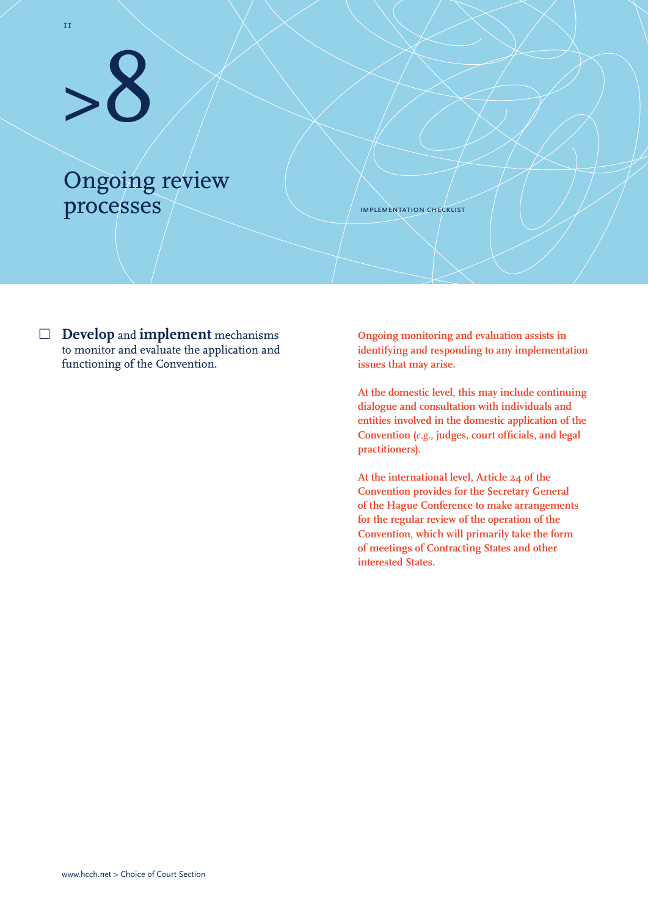# >8

## Ongoing review processes

IMPLEMENTATION CHECKLIST

☐ **Develop** and **implement** mechanisms to monitor and evaluate the application and functioning of the Convention.

**Ongoing monitoring and evaluation assists in identifying and responding to any implementation issues that may arise.**

**At the domestic level, this may include continuing dialogue and consultation with individuals and entities involved in the domestic application of the Convention (*e.g.*, judges, court officials, and legal practitioners).**

**At the international level, Article 24 of the Convention provides for the Secretary General of the Hague Conference to make arrangements for the regular review of the operation of the Convention, which will primarily take the form of meetings of Contracting States and other interested States.**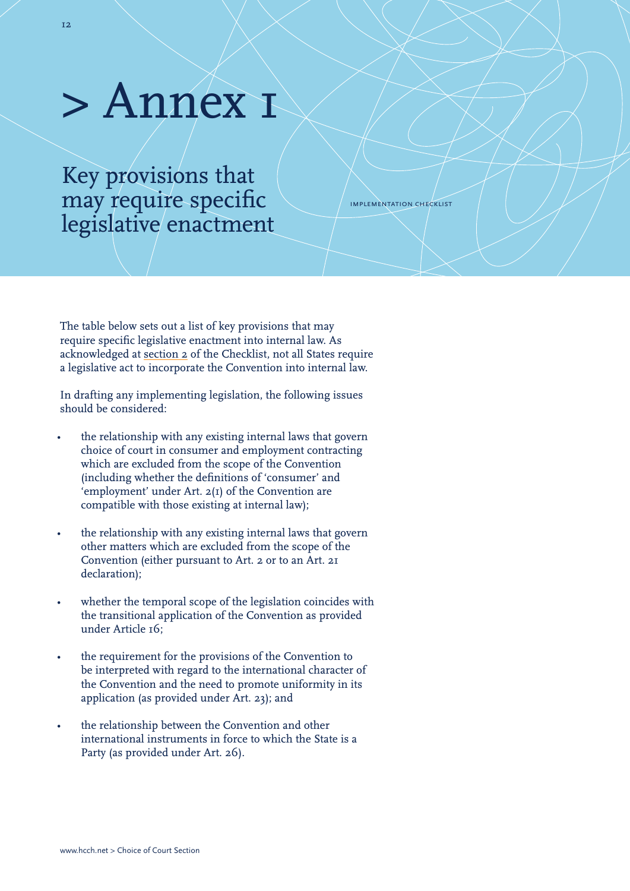# > Annex 1

## Key provisions that may require specific legislative enactment

The table below sets out a list of key provisions that may require specific legislative enactment into internal law. As acknowledged at section 2 of the Checklist, not all States require a legislative act to incorporate the Convention into internal law.

In drafting any implementing legislation, the following issues should be considered:

- the relationship with any existing internal laws that govern choice of court in consumer and employment contracting which are excluded from the scope of the Convention (including whether the definitions of 'consumer' and 'employment' under Art. 2(1) of the Convention are compatible with those existing at internal law);
- the relationship with any existing internal laws that govern other matters which are excluded from the scope of the Convention (either pursuant to Art. 2 or to an Art. 21 declaration);
- whether the temporal scope of the legislation coincides with the transitional application of the Convention as provided under Article 16;
- the requirement for the provisions of the Convention to be interpreted with regard to the international character of the Convention and the need to promote uniformity in its application (as provided under Art. 23); and
- the relationship between the Convention and other international instruments in force to which the State is a Party (as provided under Art. 26).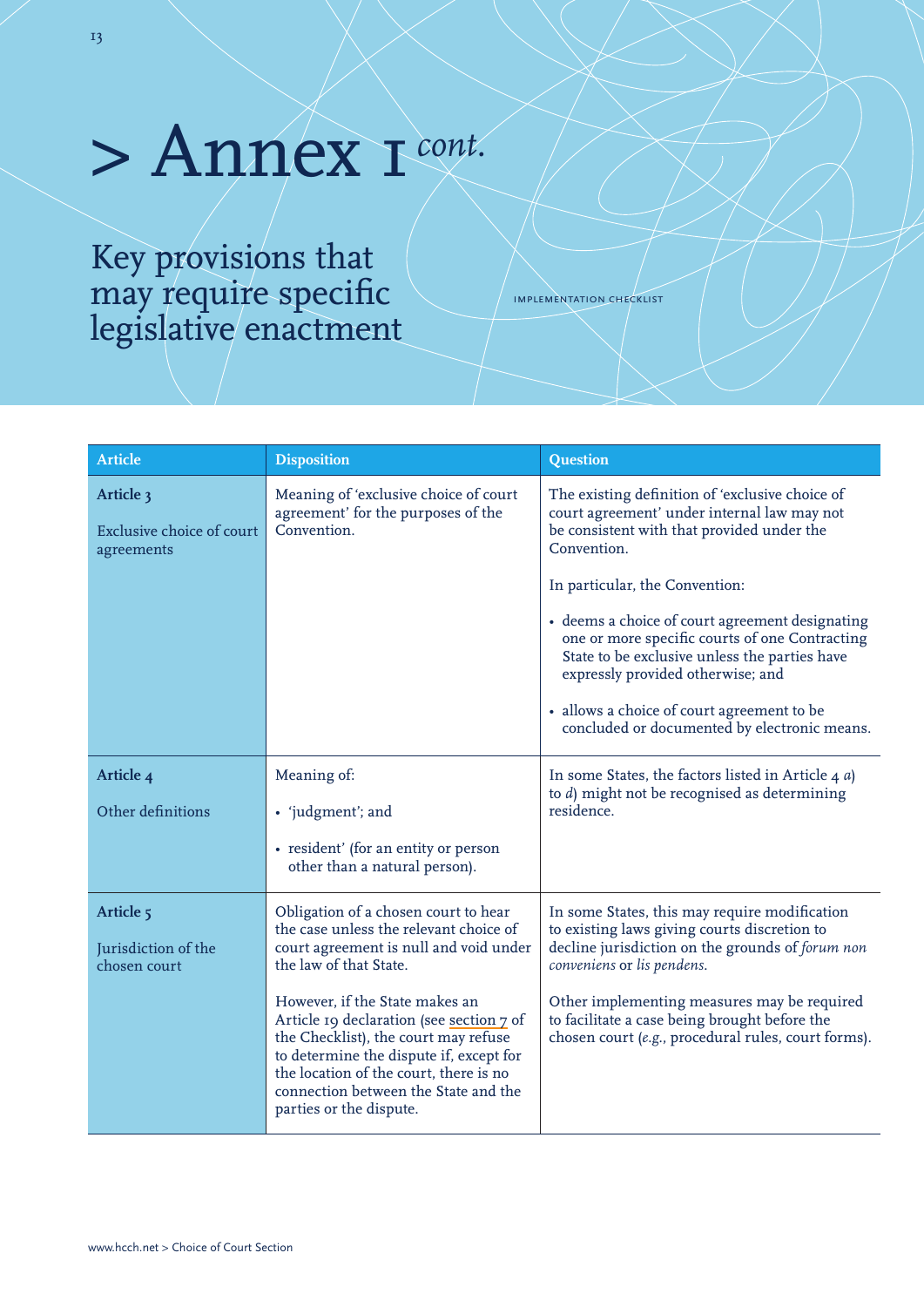# > Annex 1 *cont.*

## Key provisions that may require specific legislative enactment

IMPLEMENTATION CHECKLIST

| Article | Disposition | Question |
|---|---|---|
| **Article 3**<br><br>Exclusive choice of court agreements | Meaning of 'exclusive choice of court agreement' for the purposes of the Convention. | The existing definition of 'exclusive choice of court agreement' under internal law may not be consistent with that provided under the Convention.<br><br>In particular, the Convention:<br><br>• deems a choice of court agreement designating one or more specific courts of one Contracting State to be exclusive unless the parties have expressly provided otherwise; and<br><br>• allows a choice of court agreement to be concluded or documented by electronic means. |
| **Article 4**<br><br>Other definitions | Meaning of:<br><br>• 'judgment'; and<br><br>• resident' (for an entity or person other than a natural person). | In some States, the factors listed in Article 4 *a*) to *d*) might not be recognised as determining residence. |
| **Article 5**<br><br>Jurisdiction of the chosen court | Obligation of a chosen court to hear the case unless the relevant choice of court agreement is null and void under the law of that State.<br><br>However, if the State makes an Article 19 declaration (see section 7 of the Checklist), the court may refuse to determine the dispute if, except for the location of the court, there is no connection between the State and the parties or the dispute. | In some States, this may require modification to existing laws giving courts discretion to decline jurisdiction on the grounds of *forum non conveniens* or *lis pendens*.<br><br>Other implementing measures may be required to facilitate a case being brought before the chosen court (*e.g.*, procedural rules, court forms). |

www.hcch.net > Choice of Court Section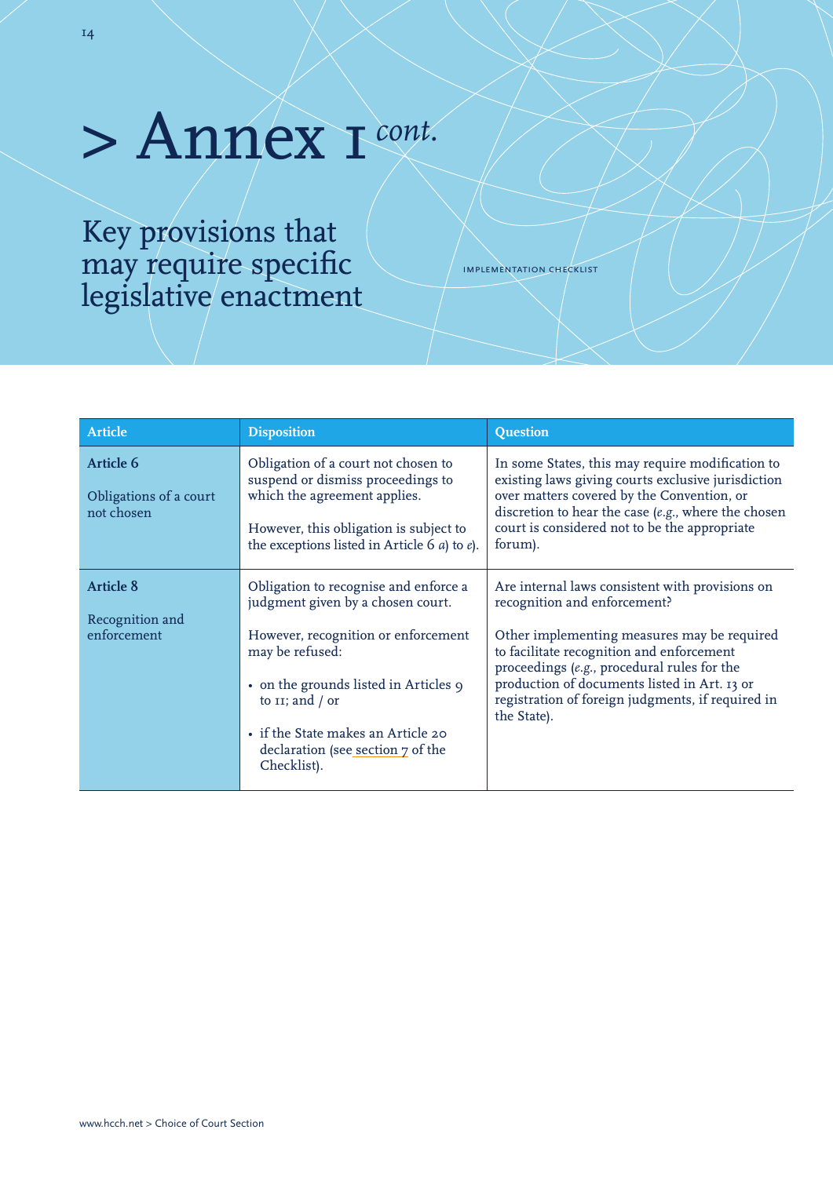# > Annex I *cont.*

## Key provisions that may require specific legislative enactment

IMPLEMENTATION CHECKLIST

| Article | Disposition | Question |
|---|---|---|
| **Article 6**<br><br>Obligations of a court not chosen | Obligation of a court not chosen to suspend or dismiss proceedings to which the agreement applies.<br><br>However, this obligation is subject to the exceptions listed in Article 6 *a*) to *e*). | In some States, this may require modification to existing laws giving courts exclusive jurisdiction over matters covered by the Convention, or discretion to hear the case (*e.g.*, where the chosen court is considered not to be the appropriate forum). |
| **Article 8**<br><br>Recognition and enforcement | Obligation to recognise and enforce a judgment given by a chosen court.<br><br>However, recognition or enforcement may be refused:<br><br>• on the grounds listed in Articles 9 to 11; and / or<br><br>• if the State makes an Article 20 declaration (see section 7 of the Checklist). | Are internal laws consistent with provisions on recognition and enforcement?<br><br>Other implementing measures may be required to facilitate recognition and enforcement proceedings (*e.g.*, procedural rules for the production of documents listed in Art. 13 or registration of foreign judgments, if required in the State). |

www.hcch.net > Choice of Court Section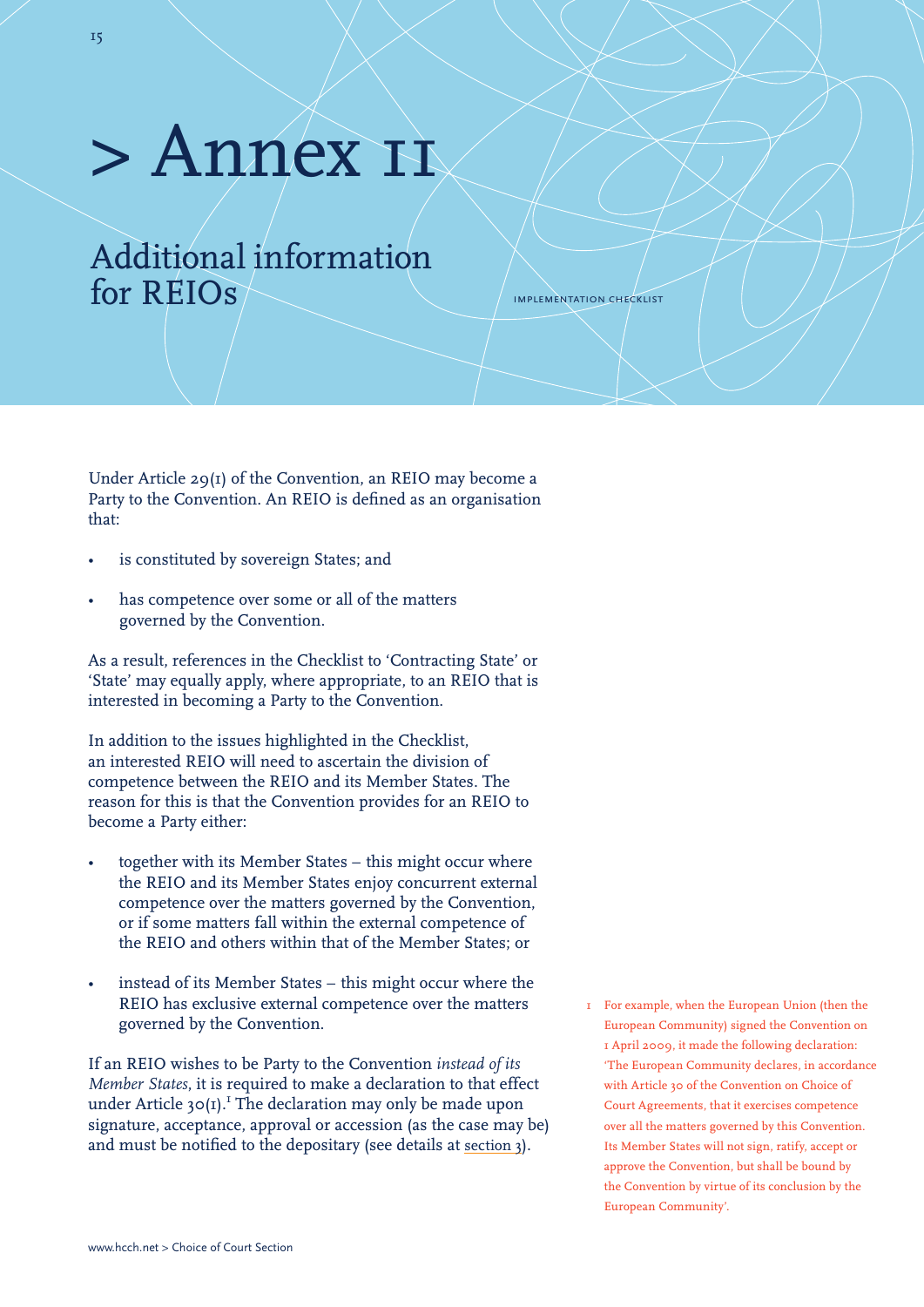# > Annex II

## Additional information for REIOs

Under Article 29(1) of the Convention, an REIO may become a Party to the Convention. An REIO is defined as an organisation that:

- is constituted by sovereign States; and
- has competence over some or all of the matters governed by the Convention.

As a result, references in the Checklist to 'Contracting State' or 'State' may equally apply, where appropriate, to an REIO that is interested in becoming a Party to the Convention.

In addition to the issues highlighted in the Checklist, an interested REIO will need to ascertain the division of competence between the REIO and its Member States. The reason for this is that the Convention provides for an REIO to become a Party either:

- together with its Member States – this might occur where the REIO and its Member States enjoy concurrent external competence over the matters governed by the Convention, or if some matters fall within the external competence of the REIO and others within that of the Member States; or
- instead of its Member States – this might occur where the REIO has exclusive external competence over the matters governed by the Convention.

If an REIO wishes to be Party to the Convention *instead of its Member States*, it is required to make a declaration to that effect under Article 30(1).[1] The declaration may only be made upon signature, acceptance, approval or accession (as the case may be) and must be notified to the depositary (see details at section 3).

1 For example, when the European Union (then the European Community) signed the Convention on 1 April 2009, it made the following declaration: 'The European Community declares, in accordance with Article 30 of the Convention on Choice of Court Agreements, that it exercises competence over all the matters governed by this Convention. Its Member States will not sign, ratify, accept or approve the Convention, but shall be bound by the Convention by virtue of its conclusion by the European Community'.